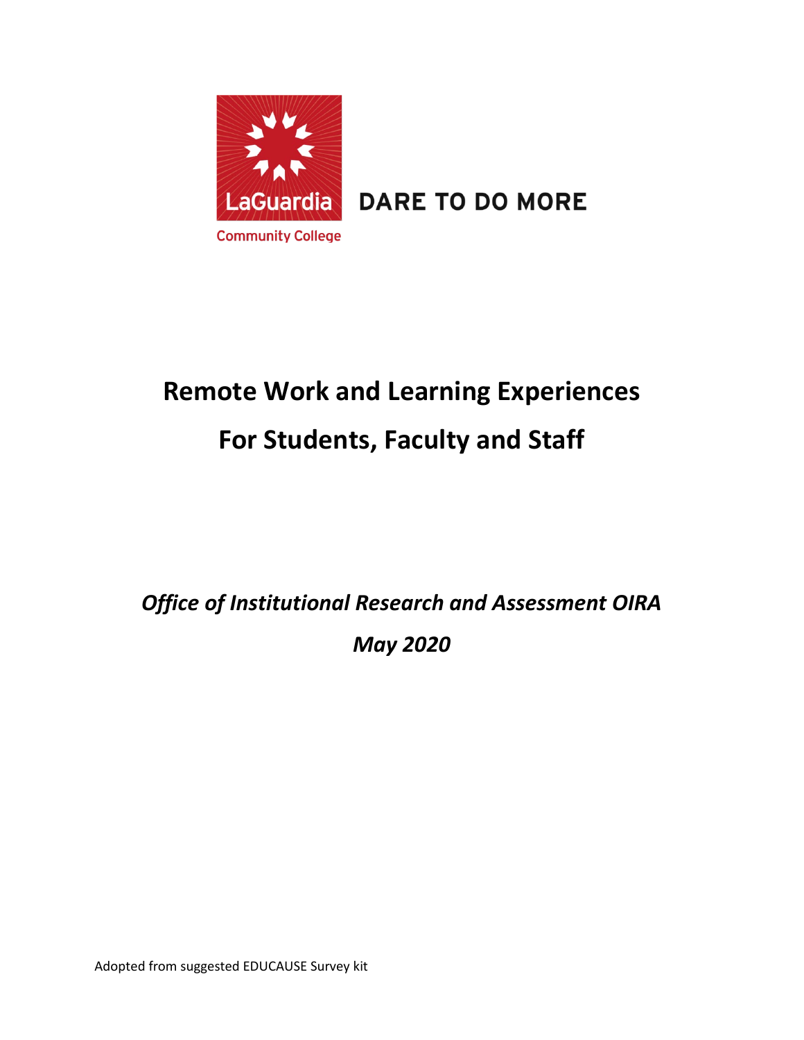LaGuardia Community College

DARE TO DO MORE

# Remote Work and Learning Experiences

# For Students, Faculty and Staff

*Office of Institutional Research and Assessment OIRA*

*May 2020*

Adopted from suggested EDUCAUSE Survey kit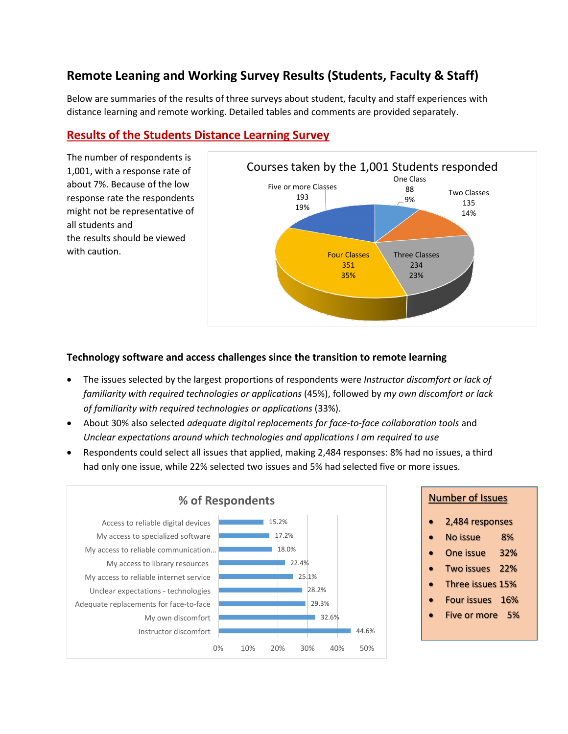## Remote Leaning and Working Survey Results (Students, Faculty & Staff)

Below are summaries of the results of three surveys about student, faculty and staff experiences with distance learning and remote working. Detailed tables and comments are provided separately.

## Results of the Students Distance Learning Survey

The number of respondents is 1,001, with a response rate of about 7%. Because of the low response rate the respondents might not be representative of all students and the results should be viewed with caution.

**Courses taken by the 1,001 Students responded**

| Courses | Count | % |
|---|---|---|
| One Class | 88 | 9% |
| Two Classes | 135 | 14% |
| Three Classes | 234 | 23% |
| Four Classes | 351 | 35% |
| Five or more Classes | 193 | 19% |

### Technology software and access challenges since the transition to remote learning

- The issues selected by the largest proportions of respondents were *Instructor discomfort or lack of familiarity with required technologies or applications* (45%), followed by *my own discomfort or lack of familiarity with required technologies or applications* (33%).
- About 30% also selected *adequate digital replacements for face-to-face collaboration tools* and *Unclear expectations around which technologies and applications I am required to use*
- Respondents could select all issues that applied, making 2,484 responses: 8% had no issues, a third had only one issue, while 22% selected two issues and 5% had selected five or more issues.

**% of Respondents**

| Issue | % |
|---|---|
| Access to reliable digital devices | 15.2% |
| My access to specialized software | 17.2% |
| My access to reliable communication… | 18.0% |
| My access to library resources | 22.4% |
| My access to reliable internet service | 25.1% |
| Unclear expectations - technologies | 28.2% |
| Adequate replacements for face-to-face | 29.3% |
| My own discomfort | 32.6% |
| Instructor discomfort | 44.6% |

**Number of Issues**

- 2,484 responses
- No issue 8%
- One issue 32%
- Two issues 22%
- Three issues 15%
- Four issues 16%
- Five or more 5%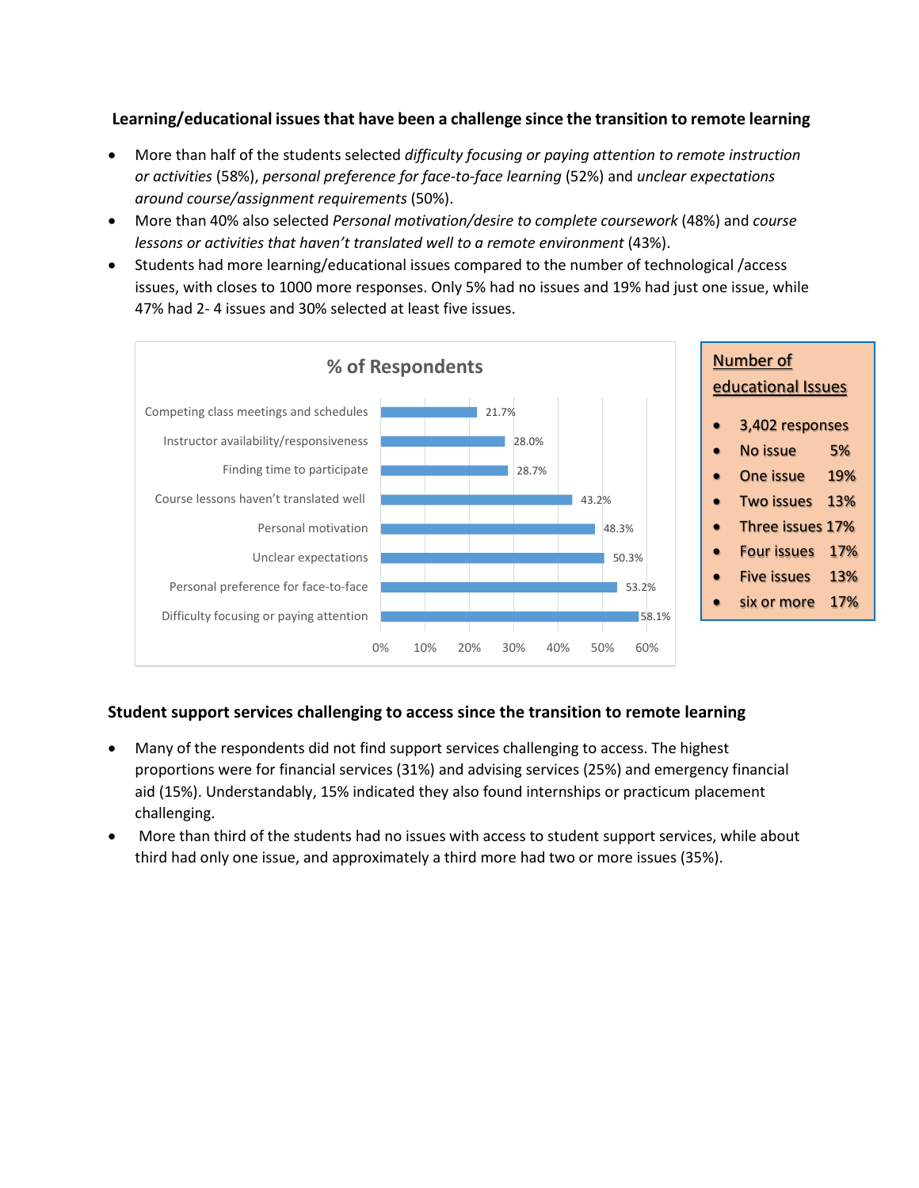### Learning/educational issues that have been a challenge since the transition to remote learning

- More than half of the students selected *difficulty focusing or paying attention to remote instruction or activities* (58%), *personal preference for face-to-face learning* (52%) and *unclear expectations around course/assignment requirements* (50%).
- More than 40% also selected *Personal motivation/desire to complete coursework* (48%) and *course lessons or activities that haven't translated well to a remote environment* (43%).
- Students had more learning/educational issues compared to the number of technological /access issues, with closes to 1000 more responses. Only 5% had no issues and 19% had just one issue, while 47% had 2- 4 issues and 30% selected at least five issues.

**% of Respondents**

| Issue | % of Respondents |
| --- | --- |
| Competing class meetings and schedules | 21.7% |
| Instructor availability/responsiveness | 28.0% |
| Finding time to participate | 28.7% |
| Course lessons haven't translated well | 43.2% |
| Personal motivation | 48.3% |
| Unclear expectations | 50.3% |
| Personal preference for face-to-face | 53.2% |
| Difficulty focusing or paying attention | 58.1% |

**Number of educational Issues**

- 3,402 responses
- No issue 5%
- One issue 19%
- Two issues 13%
- Three issues 17%
- Four issues 17%
- Five issues 13%
- six or more 17%

### Student support services challenging to access since the transition to remote learning

- Many of the respondents did not find support services challenging to access. The highest proportions were for financial services (31%) and advising services (25%) and emergency financial aid (15%). Understandably, 15% indicated they also found internships or practicum placement challenging.
- More than third of the students had no issues with access to student support services, while about third had only one issue, and approximately a third more had two or more issues (35%).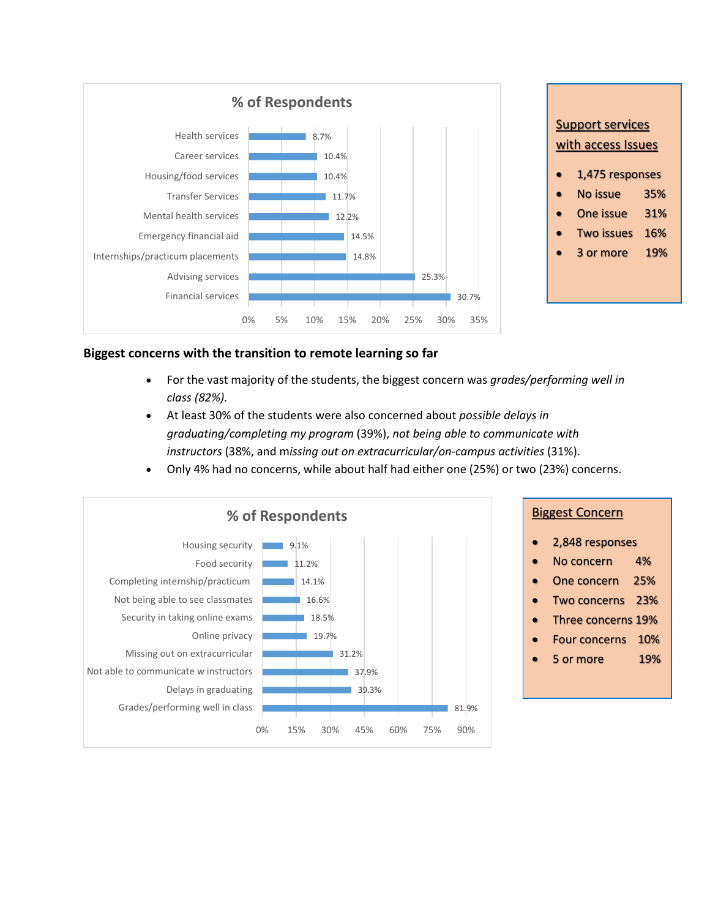**% of Respondents**

| Service | % of Respondents |
|---|---|
| Health services | 8.7% |
| Career services | 10.4% |
| Housing/food services | 10.4% |
| Transfer Services | 11.7% |
| Mental health services | 12.2% |
| Emergency financial aid | 14.5% |
| Internships/practicum placements | 14.8% |
| Advising services | 25.3% |
| Financial services | 30.7% |

**Support services with access Issues**

- 1,475 responses
- No issue 35%
- One issue 31%
- Two issues 16%
- 3 or more 19%

**Biggest concerns with the transition to remote learning so far**

- For the vast majority of the students, the biggest concern was *grades/performing well in class (82%).*
- At least 30% of the students were also concerned about *possible delays in graduating/completing my program* (39%), *not being able to communicate with instructors* (38%, and m*issing out on extracurricular/on-campus activities* (31%).
- Only 4% had no concerns, while about half had either one (25%) or two (23%) concerns.

**% of Respondents**

| Concern | % of Respondents |
|---|---|
| Housing security | 9.1% |
| Food security | 11.2% |
| Completing internship/practicum | 14.1% |
| Not being able to see classmates | 16.6% |
| Security in taking online exams | 18.5% |
| Online privacy | 19.7% |
| Missing out on extracurricular | 31.2% |
| Not able to communicate w instructors | 37.9% |
| Delays in graduating | 39.3% |
| Grades/performing well in class | 81.9% |

**Biggest Concern**

- 2,848 responses
- No concern 4%
- One concern 25%
- Two concerns 23%
- Three concerns 19%
- Four concerns 10%
- 5 or more 19%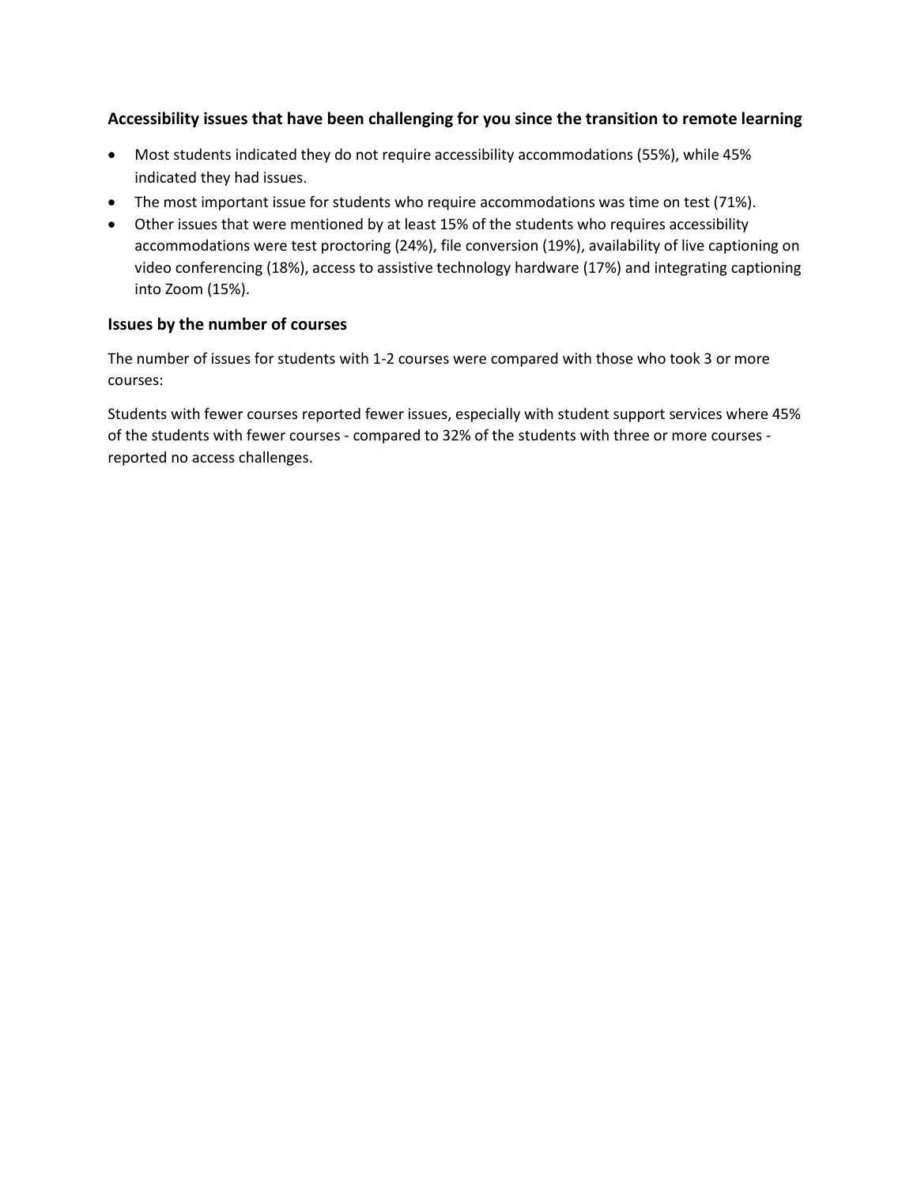### Accessibility issues that have been challenging for you since the transition to remote learning

- Most students indicated they do not require accessibility accommodations (55%), while 45% indicated they had issues.
- The most important issue for students who require accommodations was time on test (71%).
- Other issues that were mentioned by at least 15% of the students who requires accessibility accommodations were test proctoring (24%), file conversion (19%), availability of live captioning on video conferencing (18%), access to assistive technology hardware (17%) and integrating captioning into Zoom (15%).

### Issues by the number of courses

The number of issues for students with 1-2 courses were compared with those who took 3 or more courses:

Students with fewer courses reported fewer issues, especially with student support services where 45% of the students with fewer courses - compared to 32% of the students with three or more courses - reported no access challenges.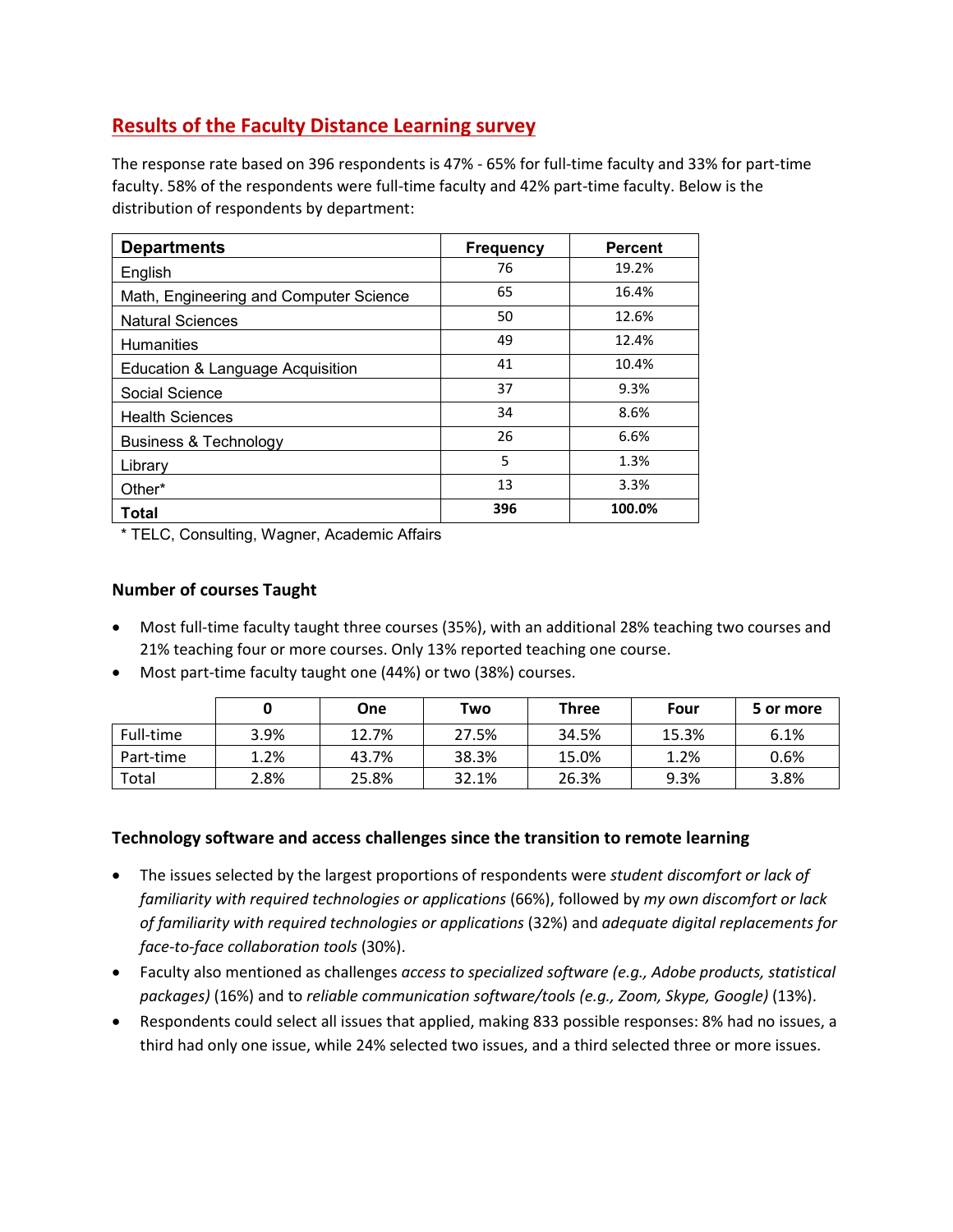## Results of the Faculty Distance Learning survey

The response rate based on 396 respondents is 47% - 65% for full-time faculty and 33% for part-time faculty. 58% of the respondents were full-time faculty and 42% part-time faculty. Below is the distribution of respondents by department:

| Departments | Frequency | Percent |
|---|---|---|
| English | 76 | 19.2% |
| Math, Engineering and Computer Science | 65 | 16.4% |
| Natural Sciences | 50 | 12.6% |
| Humanities | 49 | 12.4% |
| Education & Language Acquisition | 41 | 10.4% |
| Social Science | 37 | 9.3% |
| Health Sciences | 34 | 8.6% |
| Business & Technology | 26 | 6.6% |
| Library | 5 | 1.3% |
| Other* | 13 | 3.3% |
| **Total** | **396** | **100.0%** |

\* TELC, Consulting, Wagner, Academic Affairs

### Number of courses Taught

- Most full-time faculty taught three courses (35%), with an additional 28% teaching two courses and 21% teaching four or more courses. Only 13% reported teaching one course.
- Most part-time faculty taught one (44%) or two (38%) courses.

| | 0 | One | Two | Three | Four | 5 or more |
|---|---|---|---|---|---|---|
| Full-time | 3.9% | 12.7% | 27.5% | 34.5% | 15.3% | 6.1% |
| Part-time | 1.2% | 43.7% | 38.3% | 15.0% | 1.2% | 0.6% |
| Total | 2.8% | 25.8% | 32.1% | 26.3% | 9.3% | 3.8% |

### Technology software and access challenges since the transition to remote learning

- The issues selected by the largest proportions of respondents were *student discomfort or lack of familiarity with required technologies or applications* (66%), followed by *my own discomfort or lack of familiarity with required technologies or applications* (32%) and *adequate digital replacements for face-to-face collaboration tools* (30%).
- Faculty also mentioned as challenges *access to specialized software (e.g., Adobe products, statistical packages)* (16%) and to *reliable communication software/tools (e.g., Zoom, Skype, Google)* (13%).
- Respondents could select all issues that applied, making 833 possible responses: 8% had no issues, a third had only one issue, while 24% selected two issues, and a third selected three or more issues.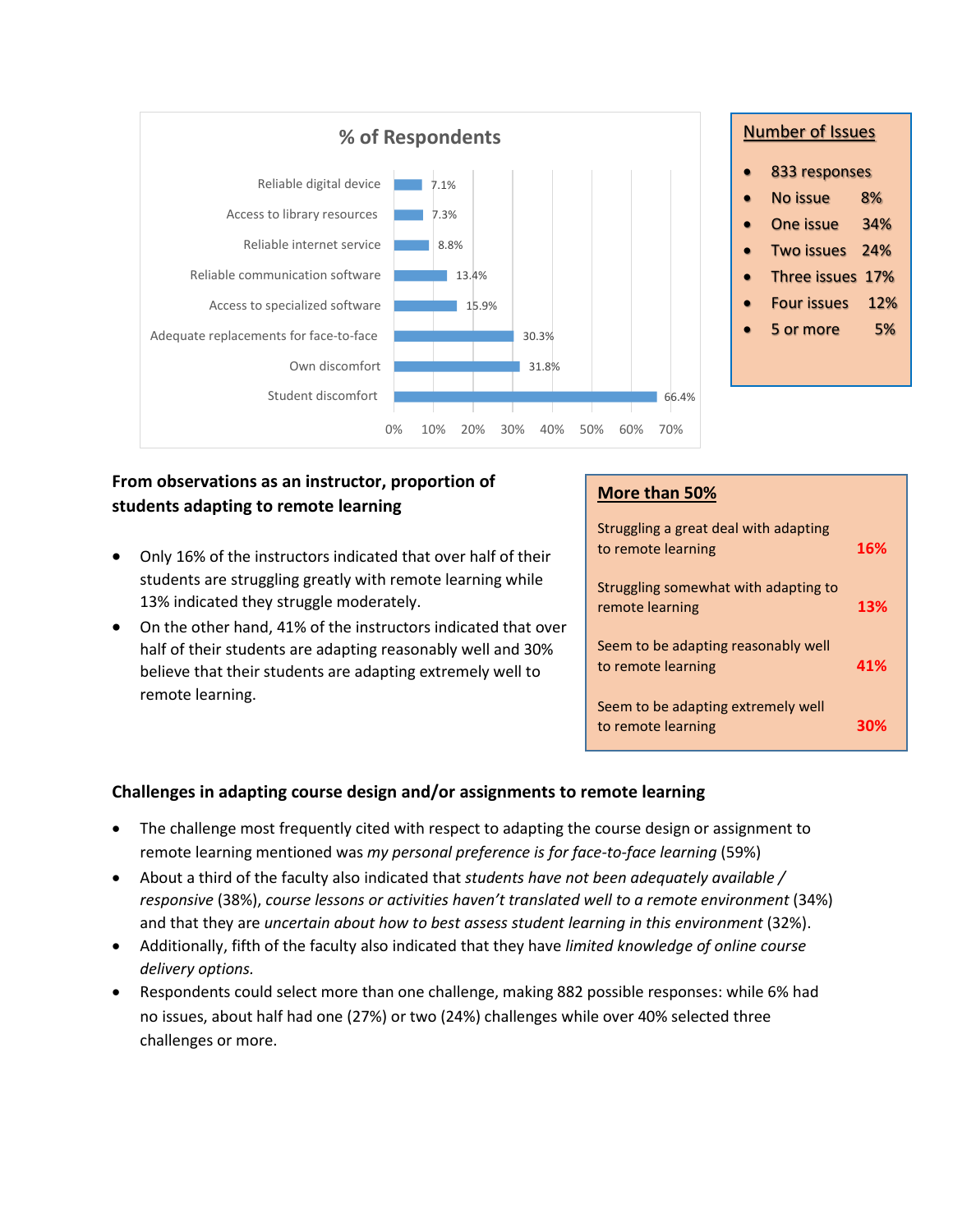**% of Respondents**

| Issue | % of Respondents |
|---|---|
| Reliable digital device | 7.1% |
| Access to library resources | 7.3% |
| Reliable internet service | 8.8% |
| Reliable communication software | 13.4% |
| Access to specialized software | 15.9% |
| Adequate replacements for face-to-face | 30.3% |
| Own discomfort | 31.8% |
| Student discomfort | 66.4% |

**Number of Issues**

- 833 responses
- No issue 8%
- One issue 34%
- Two issues 24%
- Three issues 17%
- Four issues 12%
- 5 or more 5%

### From observations as an instructor, proportion of students adapting to remote learning

- Only 16% of the instructors indicated that over half of their students are struggling greatly with remote learning while 13% indicated they struggle moderately.
- On the other hand, 41% of the instructors indicated that over half of their students are adapting reasonably well and 30% believe that their students are adapting extremely well to remote learning.

**More than 50%**

| | |
|---|---|
| Struggling a great deal with adapting to remote learning | 16% |
| Struggling somewhat with adapting to remote learning | 13% |
| Seem to be adapting reasonably well to remote learning | 41% |
| Seem to be adapting extremely well to remote learning | 30% |

### Challenges in adapting course design and/or assignments to remote learning

- The challenge most frequently cited with respect to adapting the course design or assignment to remote learning mentioned was *my personal preference is for face-to-face learning* (59%)
- About a third of the faculty also indicated that *students have not been adequately available / responsive* (38%), *course lessons or activities haven't translated well to a remote environment* (34%) and that they are *uncertain about how to best assess student learning in this environment* (32%).
- Additionally, fifth of the faculty also indicated that they have *limited knowledge of online course delivery options.*
- Respondents could select more than one challenge, making 882 possible responses: while 6% had no issues, about half had one (27%) or two (24%) challenges while over 40% selected three challenges or more.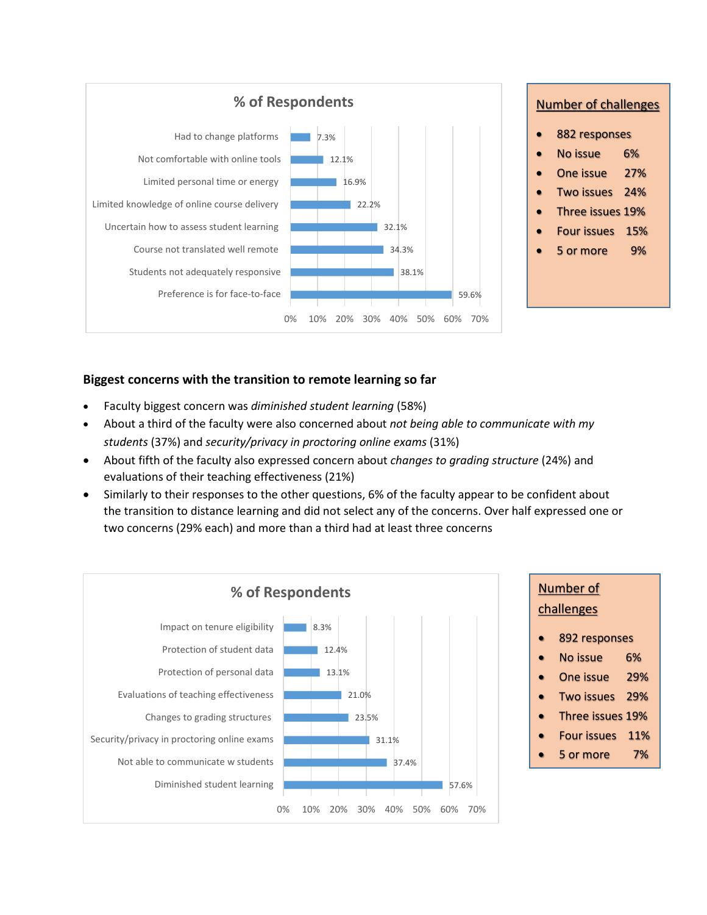**% of Respondents**

| Challenge | % of Respondents |
|---|---|
| Had to change platforms | 7.3% |
| Not comfortable with online tools | 12.1% |
| Limited personal time or energy | 16.9% |
| Limited knowledge of online course delivery | 22.2% |
| Uncertain how to assess student learning | 32.1% |
| Course not translated well remote | 34.3% |
| Students not adequately responsive | 38.1% |
| Preference is for face-to-face | 59.6% |

**Number of challenges**

- 882 responses
- No issue 6%
- One issue 27%
- Two issues 24%
- Three issues 19%
- Four issues 15%
- 5 or more 9%

**Biggest concerns with the transition to remote learning so far**

- Faculty biggest concern was *diminished student learning* (58%)
- About a third of the faculty were also concerned about *not being able to communicate with my students* (37%) and *security/privacy in proctoring online exams* (31%)
- About fifth of the faculty also expressed concern about *changes to grading structure* (24%) and evaluations of their teaching effectiveness (21%)
- Similarly to their responses to the other questions, 6% of the faculty appear to be confident about the transition to distance learning and did not select any of the concerns. Over half expressed one or two concerns (29% each) and more than a third had at least three concerns

**% of Respondents**

| Concern | % of Respondents |
|---|---|
| Impact on tenure eligibility | 8.3% |
| Protection of student data | 12.4% |
| Protection of personal data | 13.1% |
| Evaluations of teaching effectiveness | 21.0% |
| Changes to grading structures | 23.5% |
| Security/privacy in proctoring online exams | 31.1% |
| Not able to communicate w students | 37.4% |
| Diminished student learning | 57.6% |

**Number of challenges**

- 892 responses
- No issue 6%
- One issue 29%
- Two issues 29%
- Three issues 19%
- Four issues 11%
- 5 or more 7%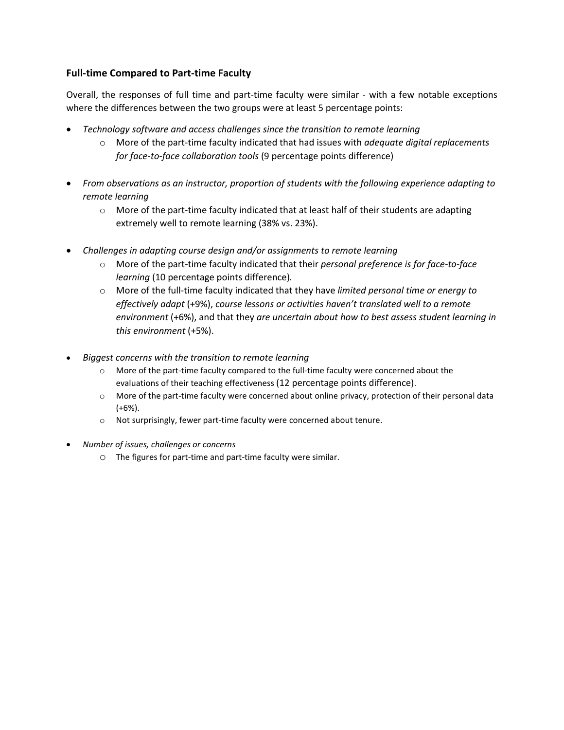### Full-time Compared to Part-time Faculty

Overall, the responses of full time and part-time faculty were similar - with a few notable exceptions where the differences between the two groups were at least 5 percentage points:

- *Technology software and access challenges since the transition to remote learning*
  - More of the part-time faculty indicated that had issues with *adequate digital replacements for face-to-face collaboration tools* (9 percentage points difference)

- *From observations as an instructor, proportion of students with the following experience adapting to remote learning*
  - More of the part-time faculty indicated that at least half of their students are adapting extremely well to remote learning (38% vs. 23%).

- *Challenges in adapting course design and/or assignments to remote learning*
  - More of the part-time faculty indicated that their *personal preference is for face-to-face learning* (10 percentage points difference).
  - More of the full-time faculty indicated that they have *limited personal time or energy to effectively adapt* (+9%), *course lessons or activities haven't translated well to a remote environment* (+6%), and that they *are uncertain about how to best assess student learning in this environment* (+5%).

- *Biggest concerns with the transition to remote learning*
  - More of the part-time faculty compared to the full-time faculty were concerned about the evaluations of their teaching effectiveness (12 percentage points difference).
  - More of the part-time faculty were concerned about online privacy, protection of their personal data (+6%).
  - Not surprisingly, fewer part-time faculty were concerned about tenure.

- *Number of issues, challenges or concerns*
  - The figures for part-time and part-time faculty were similar.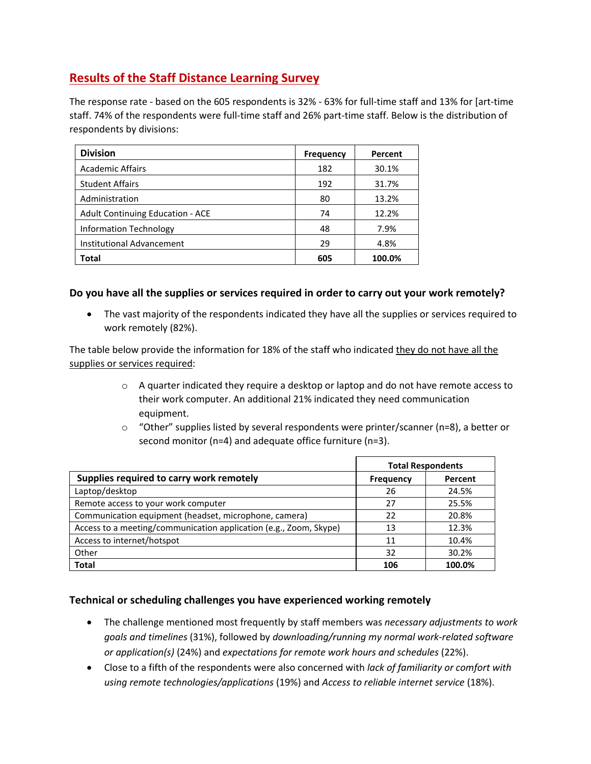## Results of the Staff Distance Learning Survey

The response rate - based on the 605 respondents is 32% - 63% for full-time staff and 13% for [art-time staff. 74% of the respondents were full-time staff and 26% part-time staff. Below is the distribution of respondents by divisions:

| Division | Frequency | Percent |
|---|---|---|
| Academic Affairs | 182 | 30.1% |
| Student Affairs | 192 | 31.7% |
| Administration | 80 | 13.2% |
| Adult Continuing Education - ACE | 74 | 12.2% |
| Information Technology | 48 | 7.9% |
| Institutional Advancement | 29 | 4.8% |
| **Total** | **605** | **100.0%** |

### Do you have all the supplies or services required in order to carry out your work remotely?

- The vast majority of the respondents indicated they have all the supplies or services required to work remotely (82%).

The table below provide the information for 18% of the staff who indicated they do not have all the supplies or services required:

- A quarter indicated they require a desktop or laptop and do not have remote access to their work computer. An additional 21% indicated they need communication equipment.
- "Other" supplies listed by several respondents were printer/scanner (n=8), a better or second monitor (n=4) and adequate office furniture (n=3).

| | **Total Respondents** | |
|---|---|---|
| **Supplies required to carry work remotely** | **Frequency** | **Percent** |
| Laptop/desktop | 26 | 24.5% |
| Remote access to your work computer | 27 | 25.5% |
| Communication equipment (headset, microphone, camera) | 22 | 20.8% |
| Access to a meeting/communication application (e.g., Zoom, Skype) | 13 | 12.3% |
| Access to internet/hotspot | 11 | 10.4% |
| Other | 32 | 30.2% |
| **Total** | **106** | **100.0%** |

### Technical or scheduling challenges you have experienced working remotely

- The challenge mentioned most frequently by staff members was *necessary adjustments to work goals and timelines* (31%), followed by *downloading/running my normal work-related software or application(s)* (24%) and *expectations for remote work hours and schedules* (22%).
- Close to a fifth of the respondents were also concerned with *lack of familiarity or comfort with using remote technologies/applications* (19%) and *Access to reliable internet service* (18%).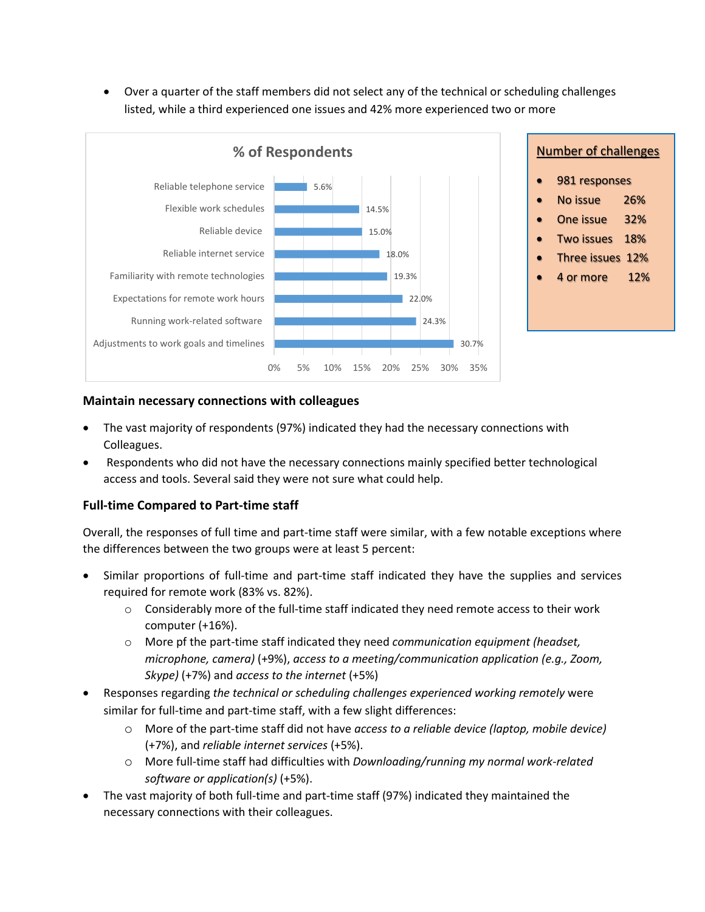- Over a quarter of the staff members did not select any of the technical or scheduling challenges listed, while a third experienced one issues and 42% more experienced two or more

**% of Respondents**

| Challenge | % of Respondents |
|---|---|
| Reliable telephone service | 5.6% |
| Flexible work schedules | 14.5% |
| Reliable device | 15.0% |
| Reliable internet service | 18.0% |
| Familiarity with remote technologies | 19.3% |
| Expectations for remote work hours | 22.0% |
| Running work-related software | 24.3% |
| Adjustments to work goals and timelines | 30.7% |

**Number of challenges**

- 981 responses
- No issue 26%
- One issue 32%
- Two issues 18%
- Three issues 12%
- 4 or more 12%

### Maintain necessary connections with colleagues

- The vast majority of respondents (97%) indicated they had the necessary connections with Colleagues.
- Respondents who did not have the necessary connections mainly specified better technological access and tools. Several said they were not sure what could help.

### Full-time Compared to Part-time staff

Overall, the responses of full time and part-time staff were similar, with a few notable exceptions where the differences between the two groups were at least 5 percent:

- Similar proportions of full-time and part-time staff indicated they have the supplies and services required for remote work (83% vs. 82%).
  - Considerably more of the full-time staff indicated they need remote access to their work computer (+16%).
  - More pf the part-time staff indicated they need *communication equipment (headset, microphone, camera)* (+9%), *access to a meeting/communication application (e.g., Zoom, Skype)* (+7%) and *access to the internet* (+5%)
- Responses regarding *the technical or scheduling challenges experienced working remotely* were similar for full-time and part-time staff, with a few slight differences:
  - More of the part-time staff did not have *access to a reliable device (laptop, mobile device)* (+7%), and *reliable internet services* (+5%).
  - More full-time staff had difficulties with *Downloading/running my normal work-related software or application(s)* (+5%).
- The vast majority of both full-time and part-time staff (97%) indicated they maintained the necessary connections with their colleagues.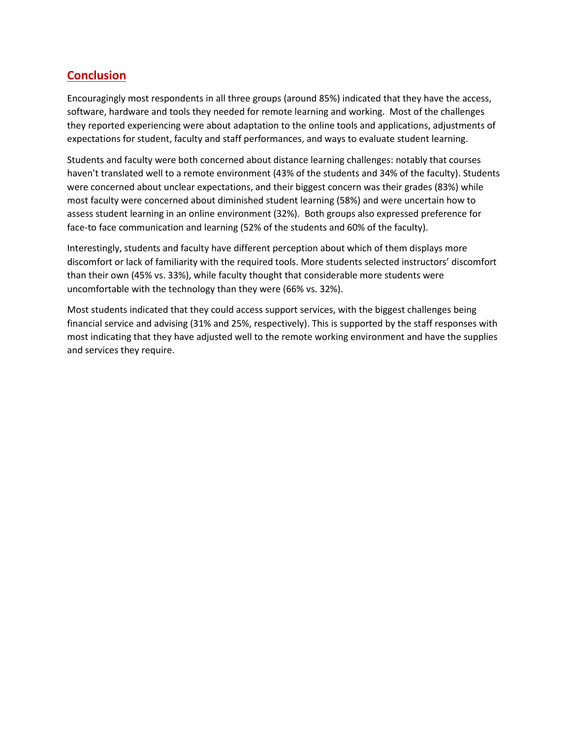## Conclusion

Encouragingly most respondents in all three groups (around 85%) indicated that they have the access, software, hardware and tools they needed for remote learning and working. Most of the challenges they reported experiencing were about adaptation to the online tools and applications, adjustments of expectations for student, faculty and staff performances, and ways to evaluate student learning.

Students and faculty were both concerned about distance learning challenges: notably that courses haven't translated well to a remote environment (43% of the students and 34% of the faculty). Students were concerned about unclear expectations, and their biggest concern was their grades (83%) while most faculty were concerned about diminished student learning (58%) and were uncertain how to assess student learning in an online environment (32%). Both groups also expressed preference for face-to face communication and learning (52% of the students and 60% of the faculty).

Interestingly, students and faculty have different perception about which of them displays more discomfort or lack of familiarity with the required tools. More students selected instructors' discomfort than their own (45% vs. 33%), while faculty thought that considerable more students were uncomfortable with the technology than they were (66% vs. 32%).

Most students indicated that they could access support services, with the biggest challenges being financial service and advising (31% and 25%, respectively). This is supported by the staff responses with most indicating that they have adjusted well to the remote working environment and have the supplies and services they require.